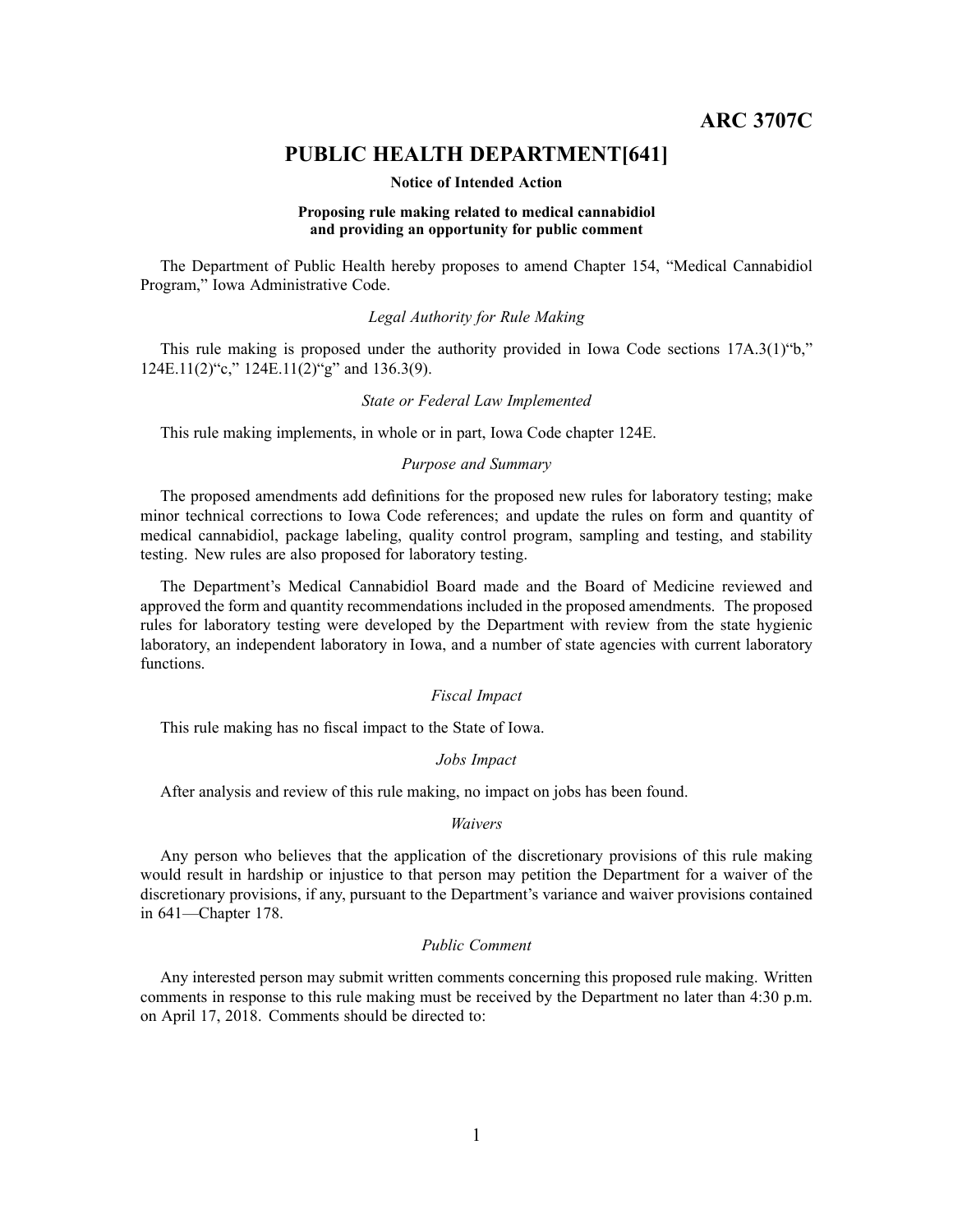# ARC 3707C

## PUBLIC HEALTH DEPARTMENT[641]

**Notice of Intended Action**

**Proposing rule making related to medical cannabidiol and providing an opportunity for public comment**

The Department of Public Health hereby proposes to amend Chapter 154, "Medical Cannabidiol Program," Iowa Administrative Code.

*Legal Authority for Rule Making*

This rule making is proposed under the authority provided in Iowa Code sections 17A.3(1)"b," 124E.11(2)"c," 124E.11(2)"g" and 136.3(9).

*State or Federal Law Implemented*

This rule making implements, in whole or in part, Iowa Code chapter 124E.

*Purpose and Summary*

The proposed amendments add definitions for the proposed new rules for laboratory testing; make minor technical corrections to Iowa Code references; and update the rules on form and quantity of medical cannabidiol, package labeling, quality control program, sampling and testing, and stability testing. New rules are also proposed for laboratory testing.

The Department's Medical Cannabidiol Board made and the Board of Medicine reviewed and approved the form and quantity recommendations included in the proposed amendments. The proposed rules for laboratory testing were developed by the Department with review from the state hygienic laboratory, an independent laboratory in Iowa, and a number of state agencies with current laboratory functions.

*Fiscal Impact*

This rule making has no fiscal impact to the State of Iowa.

*Jobs Impact*

After analysis and review of this rule making, no impact on jobs has been found.

*Waivers*

Any person who believes that the application of the discretionary provisions of this rule making would result in hardship or injustice to that person may petition the Department for a waiver of the discretionary provisions, if any, pursuant to the Department's variance and waiver provisions contained in 641—Chapter 178.

*Public Comment*

Any interested person may submit written comments concerning this proposed rule making. Written comments in response to this rule making must be received by the Department no later than 4:30 p.m. on April 17, 2018. Comments should be directed to: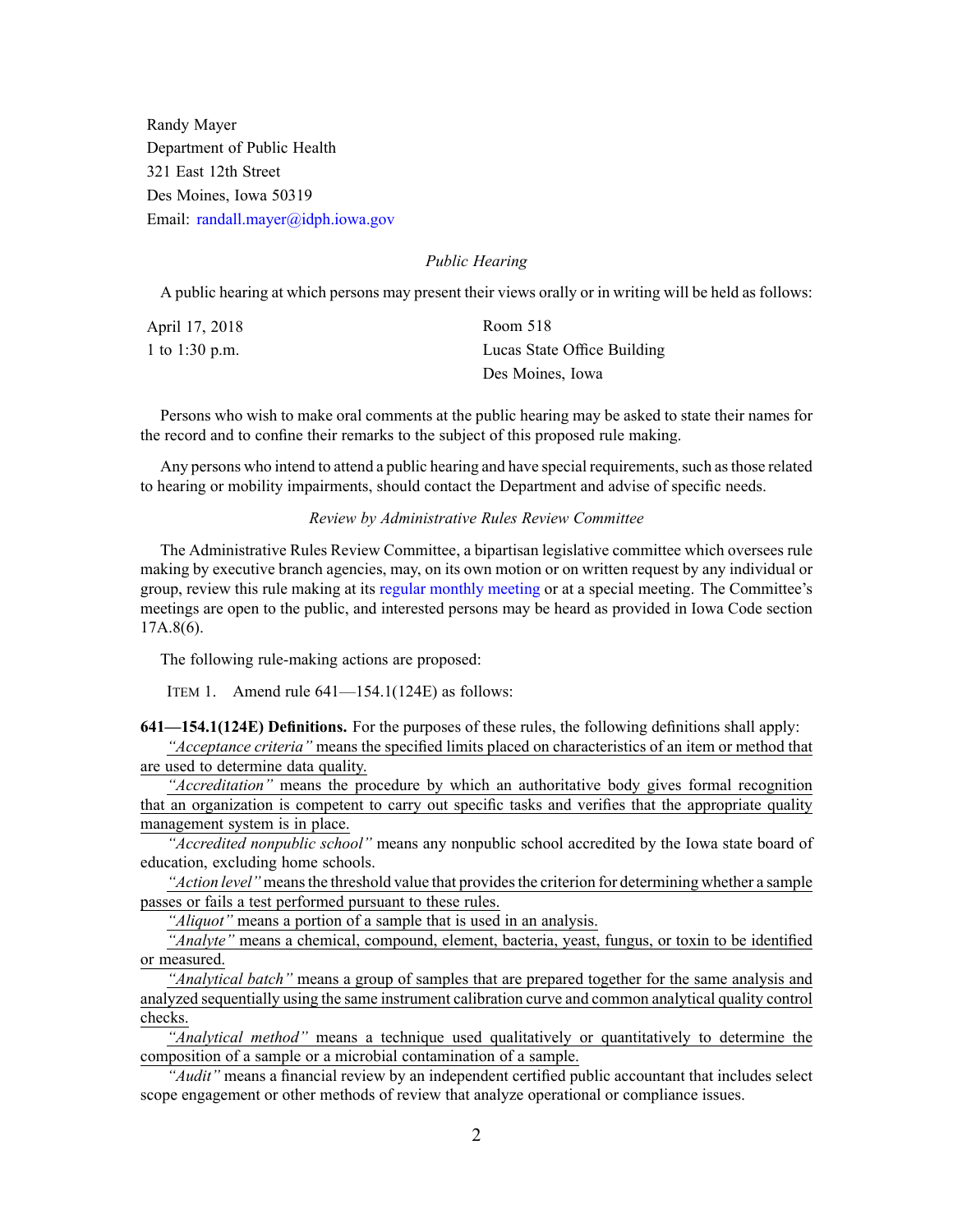Randy Mayer
Department of Public Health
321 East 12th Street
Des Moines, Iowa 50319
Email: randall.mayer@idph.iowa.gov

*Public Hearing*

A public hearing at which persons may present their views orally or in writing will be held as follows:

| | |
|---|---|
| April 17, 2018 | Room 518 |
| 1 to 1:30 p.m. | Lucas State Office Building |
| | Des Moines, Iowa |

Persons who wish to make oral comments at the public hearing may be asked to state their names for the record and to confine their remarks to the subject of this proposed rule making.

Any persons who intend to attend a public hearing and have special requirements, such as those related to hearing or mobility impairments, should contact the Department and advise of specific needs.

*Review by Administrative Rules Review Committee*

The Administrative Rules Review Committee, a bipartisan legislative committee which oversees rule making by executive branch agencies, may, on its own motion or on written request by any individual or group, review this rule making at its regular monthly meeting or at a special meeting. The Committee's meetings are open to the public, and interested persons may be heard as provided in Iowa Code section 17A.8(6).

The following rule-making actions are proposed:

ITEM 1. Amend rule 641—154.1(124E) as follows:

**641—154.1(124E) Definitions.** For the purposes of these rules, the following definitions shall apply:

*"Acceptance criteria"* means the specified limits placed on characteristics of an item or method that are used to determine data quality.

*"Accreditation"* means the procedure by which an authoritative body gives formal recognition that an organization is competent to carry out specific tasks and verifies that the appropriate quality management system is in place.

*"Accredited nonpublic school"* means any nonpublic school accredited by the Iowa state board of education, excluding home schools.

*"Action level"* means the threshold value that provides the criterion for determining whether a sample passes or fails a test performed pursuant to these rules.

*"Aliquot"* means a portion of a sample that is used in an analysis.

*"Analyte"* means a chemical, compound, element, bacteria, yeast, fungus, or toxin to be identified or measured.

*"Analytical batch"* means a group of samples that are prepared together for the same analysis and analyzed sequentially using the same instrument calibration curve and common analytical quality control checks.

*"Analytical method"* means a technique used qualitatively or quantitatively to determine the composition of a sample or a microbial contamination of a sample.

*"Audit"* means a financial review by an independent certified public accountant that includes select scope engagement or other methods of review that analyze operational or compliance issues.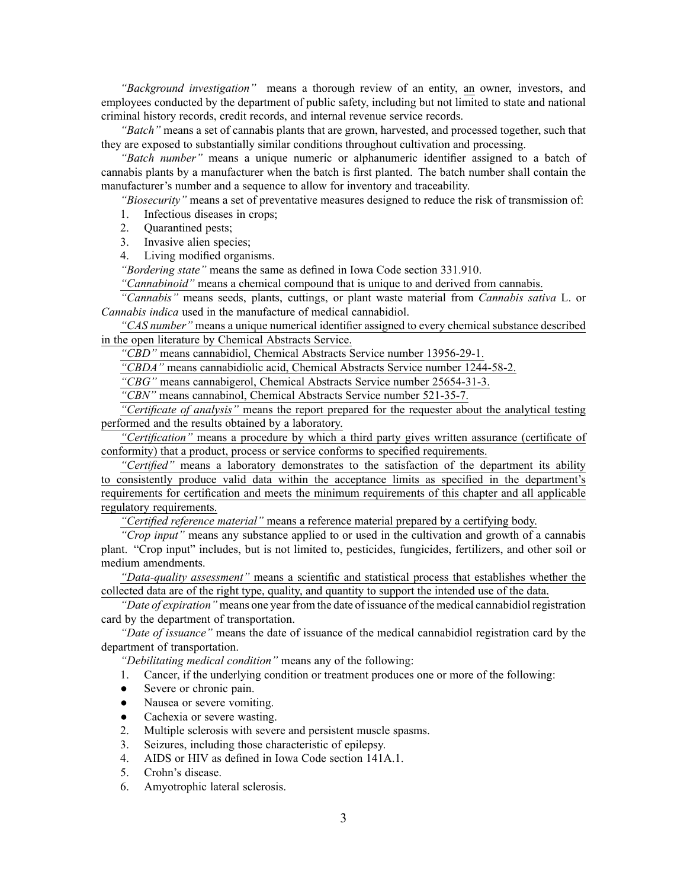*"Background investigation"* means a thorough review of an entity, an owner, investors, and employees conducted by the department of public safety, including but not limited to state and national criminal history records, credit records, and internal revenue service records.

*"Batch"* means a set of cannabis plants that are grown, harvested, and processed together, such that they are exposed to substantially similar conditions throughout cultivation and processing.

*"Batch number"* means a unique numeric or alphanumeric identifier assigned to a batch of cannabis plants by a manufacturer when the batch is first planted. The batch number shall contain the manufacturer's number and a sequence to allow for inventory and traceability.

*"Biosecurity"* means a set of preventative measures designed to reduce the risk of transmission of:

1. Infectious diseases in crops;
2. Quarantined pests;
3. Invasive alien species;
4. Living modified organisms.

*"Bordering state"* means the same as defined in Iowa Code section 331.910.

*"Cannabinoid"* means a chemical compound that is unique to and derived from cannabis.

*"Cannabis"* means seeds, plants, cuttings, or plant waste material from *Cannabis sativa* L. or *Cannabis indica* used in the manufacture of medical cannabidiol.

*"CAS number"* means a unique numerical identifier assigned to every chemical substance described in the open literature by Chemical Abstracts Service.

*"CBD"* means cannabidiol, Chemical Abstracts Service number 13956-29-1.

*"CBDA"* means cannabidiolic acid, Chemical Abstracts Service number 1244-58-2.

*"CBG"* means cannabigerol, Chemical Abstracts Service number 25654-31-3.

*"CBN"* means cannabinol, Chemical Abstracts Service number 521-35-7.

*"Certificate of analysis"* means the report prepared for the requester about the analytical testing performed and the results obtained by a laboratory.

*"Certification"* means a procedure by which a third party gives written assurance (certificate of conformity) that a product, process or service conforms to specified requirements.

*"Certified"* means a laboratory demonstrates to the satisfaction of the department its ability to consistently produce valid data within the acceptance limits as specified in the department's requirements for certification and meets the minimum requirements of this chapter and all applicable regulatory requirements.

*"Certified reference material"* means a reference material prepared by a certifying body.

*"Crop input"* means any substance applied to or used in the cultivation and growth of a cannabis plant. "Crop input" includes, but is not limited to, pesticides, fungicides, fertilizers, and other soil or medium amendments.

*"Data-quality assessment"* means a scientific and statistical process that establishes whether the collected data are of the right type, quality, and quantity to support the intended use of the data.

*"Date of expiration"* means one year from the date of issuance of the medical cannabidiol registration card by the department of transportation.

*"Date of issuance"* means the date of issuance of the medical cannabidiol registration card by the department of transportation.

*"Debilitating medical condition"* means any of the following:

1. Cancer, if the underlying condition or treatment produces one or more of the following:
   - Severe or chronic pain.
   - Nausea or severe vomiting.
   - Cachexia or severe wasting.
2. Multiple sclerosis with severe and persistent muscle spasms.
3. Seizures, including those characteristic of epilepsy.
4. AIDS or HIV as defined in Iowa Code section 141A.1.
5. Crohn's disease.
6. Amyotrophic lateral sclerosis.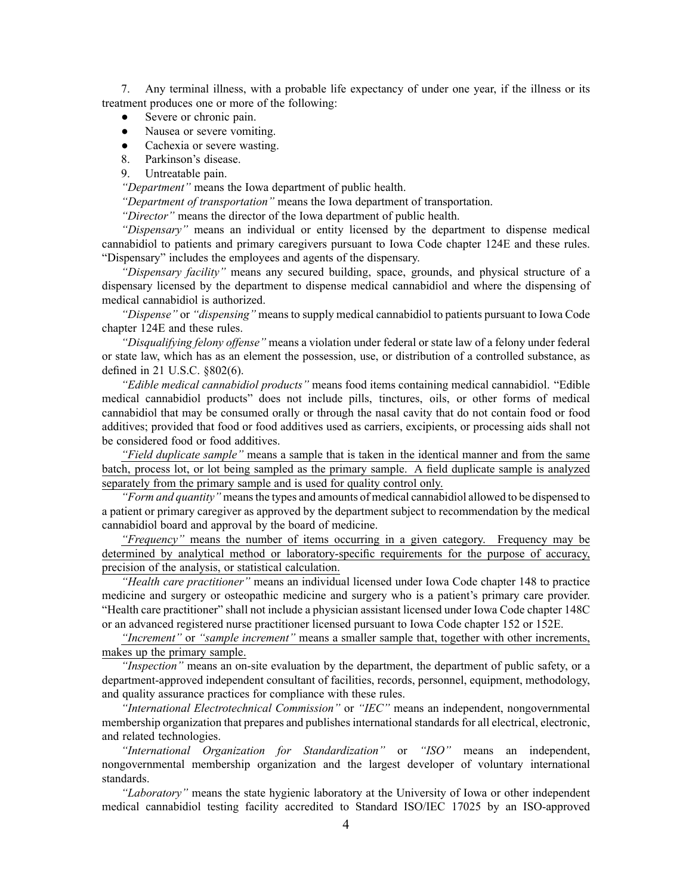7. Any terminal illness, with a probable life expectancy of under one year, if the illness or its treatment produces one or more of the following:

- Severe or chronic pain.
- Nausea or severe vomiting.
- Cachexia or severe wasting.

8. Parkinson's disease.

9. Untreatable pain.

*"Department"* means the Iowa department of public health.

*"Department of transportation"* means the Iowa department of transportation.

*"Director"* means the director of the Iowa department of public health.

*"Dispensary"* means an individual or entity licensed by the department to dispense medical cannabidiol to patients and primary caregivers pursuant to Iowa Code chapter 124E and these rules. "Dispensary" includes the employees and agents of the dispensary.

*"Dispensary facility"* means any secured building, space, grounds, and physical structure of a dispensary licensed by the department to dispense medical cannabidiol and where the dispensing of medical cannabidiol is authorized.

*"Dispense"* or *"dispensing"* means to supply medical cannabidiol to patients pursuant to Iowa Code chapter 124E and these rules.

*"Disqualifying felony offense"* means a violation under federal or state law of a felony under federal or state law, which has as an element the possession, use, or distribution of a controlled substance, as defined in 21 U.S.C. §802(6).

*"Edible medical cannabidiol products"* means food items containing medical cannabidiol. "Edible medical cannabidiol products" does not include pills, tinctures, oils, or other forms of medical cannabidiol that may be consumed orally or through the nasal cavity that do not contain food or food additives; provided that food or food additives used as carriers, excipients, or processing aids shall not be considered food or food additives.

*"Field duplicate sample"* means a sample that is taken in the identical manner and from the same batch, process lot, or lot being sampled as the primary sample. A field duplicate sample is analyzed separately from the primary sample and is used for quality control only.

*"Form and quantity"* means the types and amounts of medical cannabidiol allowed to be dispensed to a patient or primary caregiver as approved by the department subject to recommendation by the medical cannabidiol board and approval by the board of medicine.

*"Frequency"* means the number of items occurring in a given category. Frequency may be determined by analytical method or laboratory-specific requirements for the purpose of accuracy, precision of the analysis, or statistical calculation.

*"Health care practitioner"* means an individual licensed under Iowa Code chapter 148 to practice medicine and surgery or osteopathic medicine and surgery who is a patient's primary care provider. "Health care practitioner" shall not include a physician assistant licensed under Iowa Code chapter 148C or an advanced registered nurse practitioner licensed pursuant to Iowa Code chapter 152 or 152E.

*"Increment"* or *"sample increment"* means a smaller sample that, together with other increments, makes up the primary sample.

*"Inspection"* means an on-site evaluation by the department, the department of public safety, or a department-approved independent consultant of facilities, records, personnel, equipment, methodology, and quality assurance practices for compliance with these rules.

*"International Electrotechnical Commission"* or *"IEC"* means an independent, nongovernmental membership organization that prepares and publishes international standards for all electrical, electronic, and related technologies.

*"International Organization for Standardization"* or *"ISO"* means an independent, nongovernmental membership organization and the largest developer of voluntary international standards.

*"Laboratory"* means the state hygienic laboratory at the University of Iowa or other independent medical cannabidiol testing facility accredited to Standard ISO/IEC 17025 by an ISO-approved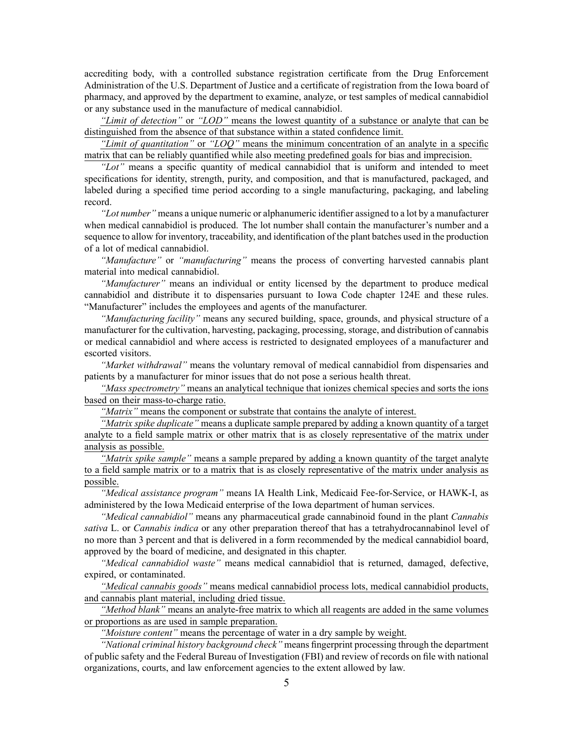accrediting body, with a controlled substance registration certificate from the Drug Enforcement Administration of the U.S. Department of Justice and a certificate of registration from the Iowa board of pharmacy, and approved by the department to examine, analyze, or test samples of medical cannabidiol or any substance used in the manufacture of medical cannabidiol.

*"Limit of detection"* or *"LOD"* means the lowest quantity of a substance or analyte that can be distinguished from the absence of that substance within a stated confidence limit.

*"Limit of quantitation"* or *"LOQ"* means the minimum concentration of an analyte in a specific matrix that can be reliably quantified while also meeting predefined goals for bias and imprecision.

*"Lot"* means a specific quantity of medical cannabidiol that is uniform and intended to meet specifications for identity, strength, purity, and composition, and that is manufactured, packaged, and labeled during a specified time period according to a single manufacturing, packaging, and labeling record.

*"Lot number"* means a unique numeric or alphanumeric identifier assigned to a lot by a manufacturer when medical cannabidiol is produced. The lot number shall contain the manufacturer's number and a sequence to allow for inventory, traceability, and identification of the plant batches used in the production of a lot of medical cannabidiol.

*"Manufacture"* or *"manufacturing"* means the process of converting harvested cannabis plant material into medical cannabidiol.

*"Manufacturer"* means an individual or entity licensed by the department to produce medical cannabidiol and distribute it to dispensaries pursuant to Iowa Code chapter 124E and these rules. "Manufacturer" includes the employees and agents of the manufacturer.

*"Manufacturing facility"* means any secured building, space, grounds, and physical structure of a manufacturer for the cultivation, harvesting, packaging, processing, storage, and distribution of cannabis or medical cannabidiol and where access is restricted to designated employees of a manufacturer and escorted visitors.

*"Market withdrawal"* means the voluntary removal of medical cannabidiol from dispensaries and patients by a manufacturer for minor issues that do not pose a serious health threat.

*"Mass spectrometry"* means an analytical technique that ionizes chemical species and sorts the ions based on their mass-to-charge ratio.

*"Matrix"* means the component or substrate that contains the analyte of interest.

*"Matrix spike duplicate"* means a duplicate sample prepared by adding a known quantity of a target analyte to a field sample matrix or other matrix that is as closely representative of the matrix under analysis as possible.

*"Matrix spike sample"* means a sample prepared by adding a known quantity of the target analyte to a field sample matrix or to a matrix that is as closely representative of the matrix under analysis as possible.

*"Medical assistance program"* means IA Health Link, Medicaid Fee-for-Service, or HAWK-I, as administered by the Iowa Medicaid enterprise of the Iowa department of human services.

*"Medical cannabidiol"* means any pharmaceutical grade cannabinoid found in the plant *Cannabis sativa* L. or *Cannabis indica* or any other preparation thereof that has a tetrahydrocannabinol level of no more than 3 percent and that is delivered in a form recommended by the medical cannabidiol board, approved by the board of medicine, and designated in this chapter.

*"Medical cannabidiol waste"* means medical cannabidiol that is returned, damaged, defective, expired, or contaminated.

*"Medical cannabis goods"* means medical cannabidiol process lots, medical cannabidiol products, and cannabis plant material, including dried tissue.

*"Method blank"* means an analyte-free matrix to which all reagents are added in the same volumes or proportions as are used in sample preparation.

*"Moisture content"* means the percentage of water in a dry sample by weight.

*"National criminal history background check"* means fingerprint processing through the department of public safety and the Federal Bureau of Investigation (FBI) and review of records on file with national organizations, courts, and law enforcement agencies to the extent allowed by law.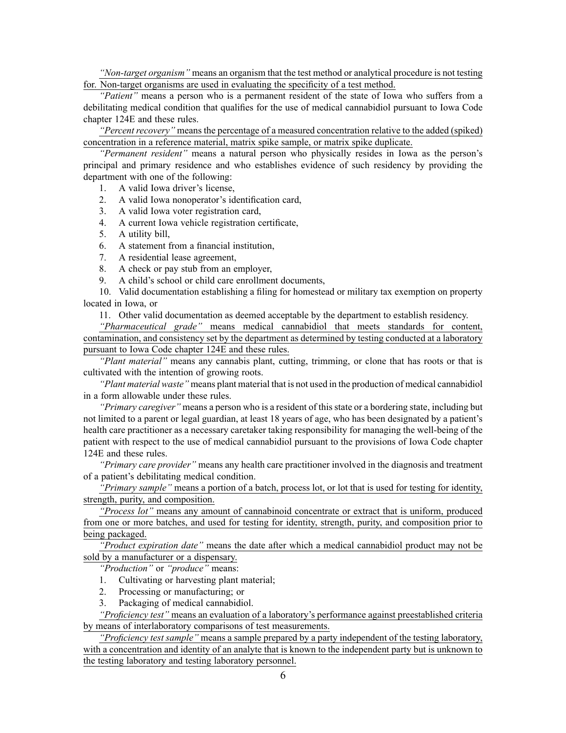*"Non-target organism"* means an organism that the test method or analytical procedure is not testing for. Non-target organisms are used in evaluating the specificity of a test method.

*"Patient"* means a person who is a permanent resident of the state of Iowa who suffers from a debilitating medical condition that qualifies for the use of medical cannabidiol pursuant to Iowa Code chapter 124E and these rules.

*"Percent recovery"* means the percentage of a measured concentration relative to the added (spiked) concentration in a reference material, matrix spike sample, or matrix spike duplicate.

*"Permanent resident"* means a natural person who physically resides in Iowa as the person's principal and primary residence and who establishes evidence of such residency by providing the department with one of the following:

1. A valid Iowa driver's license,
2. A valid Iowa nonoperator's identification card,
3. A valid Iowa voter registration card,
4. A current Iowa vehicle registration certificate,
5. A utility bill,
6. A statement from a financial institution,
7. A residential lease agreement,
8. A check or pay stub from an employer,
9. A child's school or child care enrollment documents,
10. Valid documentation establishing a filing for homestead or military tax exemption on property located in Iowa, or
11. Other valid documentation as deemed acceptable by the department to establish residency.

*"Pharmaceutical grade"* means medical cannabidiol that meets standards for content, contamination, and consistency set by the department as determined by testing conducted at a laboratory pursuant to Iowa Code chapter 124E and these rules.

*"Plant material"* means any cannabis plant, cutting, trimming, or clone that has roots or that is cultivated with the intention of growing roots.

*"Plant material waste"* means plant material that is not used in the production of medical cannabidiol in a form allowable under these rules.

*"Primary caregiver"* means a person who is a resident of this state or a bordering state, including but not limited to a parent or legal guardian, at least 18 years of age, who has been designated by a patient's health care practitioner as a necessary caretaker taking responsibility for managing the well-being of the patient with respect to the use of medical cannabidiol pursuant to the provisions of Iowa Code chapter 124E and these rules.

*"Primary care provider"* means any health care practitioner involved in the diagnosis and treatment of a patient's debilitating medical condition.

*"Primary sample"* means a portion of a batch, process lot, or lot that is used for testing for identity, strength, purity, and composition.

*"Process lot"* means any amount of cannabinoid concentrate or extract that is uniform, produced from one or more batches, and used for testing for identity, strength, purity, and composition prior to being packaged.

*"Product expiration date"* means the date after which a medical cannabidiol product may not be sold by a manufacturer or a dispensary.

*"Production"* or *"produce"* means:

1. Cultivating or harvesting plant material;
2. Processing or manufacturing; or
3. Packaging of medical cannabidiol.

*"Proficiency test"* means an evaluation of a laboratory's performance against preestablished criteria by means of interlaboratory comparisons of test measurements.

*"Proficiency test sample"* means a sample prepared by a party independent of the testing laboratory, with a concentration and identity of an analyte that is known to the independent party but is unknown to the testing laboratory and testing laboratory personnel.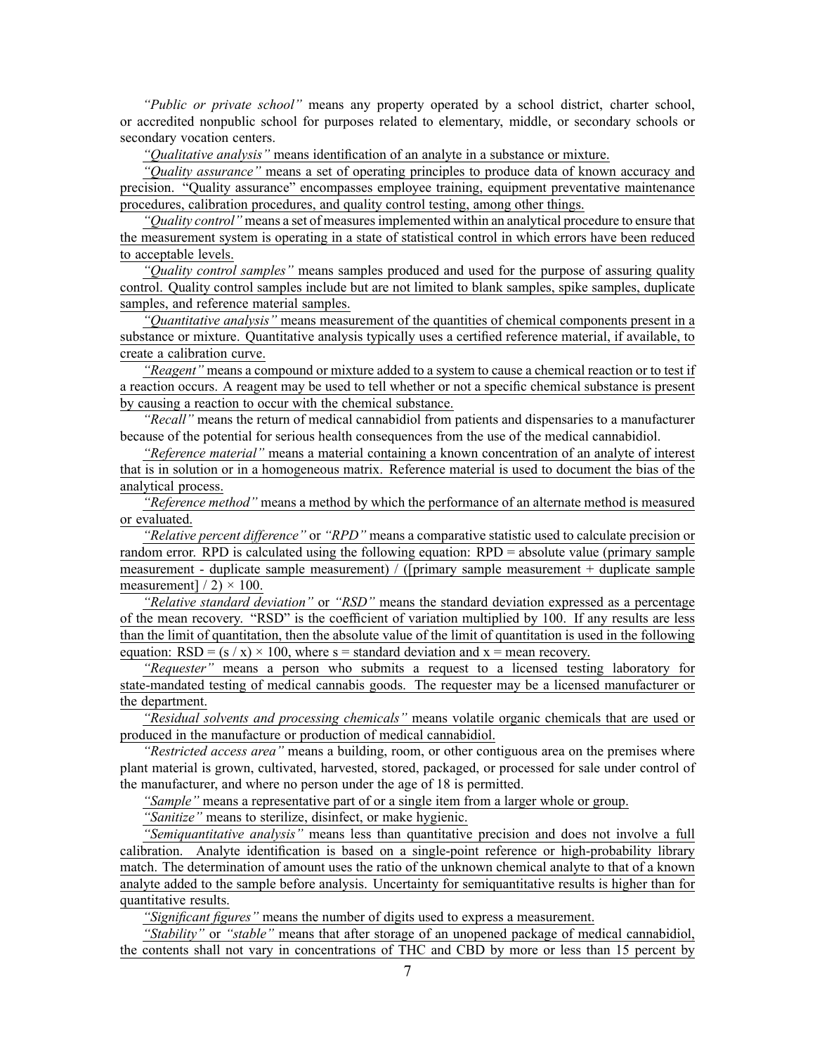*"Public or private school"* means any property operated by a school district, charter school, or accredited nonpublic school for purposes related to elementary, middle, or secondary schools or secondary vocation centers.

*"Qualitative analysis"* means identification of an analyte in a substance or mixture.

*"Quality assurance"* means a set of operating principles to produce data of known accuracy and precision. "Quality assurance" encompasses employee training, equipment preventative maintenance procedures, calibration procedures, and quality control testing, among other things.

*"Quality control"* means a set of measures implemented within an analytical procedure to ensure that the measurement system is operating in a state of statistical control in which errors have been reduced to acceptable levels.

*"Quality control samples"* means samples produced and used for the purpose of assuring quality control. Quality control samples include but are not limited to blank samples, spike samples, duplicate samples, and reference material samples.

*"Quantitative analysis"* means measurement of the quantities of chemical components present in a substance or mixture. Quantitative analysis typically uses a certified reference material, if available, to create a calibration curve.

*"Reagent"* means a compound or mixture added to a system to cause a chemical reaction or to test if a reaction occurs. A reagent may be used to tell whether or not a specific chemical substance is present by causing a reaction to occur with the chemical substance.

*"Recall"* means the return of medical cannabidiol from patients and dispensaries to a manufacturer because of the potential for serious health consequences from the use of the medical cannabidiol.

*"Reference material"* means a material containing a known concentration of an analyte of interest that is in solution or in a homogeneous matrix. Reference material is used to document the bias of the analytical process.

*"Reference method"* means a method by which the performance of an alternate method is measured or evaluated.

*"Relative percent difference"* or *"RPD"* means a comparative statistic used to calculate precision or random error. RPD is calculated using the following equation: RPD = absolute value (primary sample measurement - duplicate sample measurement) / ([primary sample measurement + duplicate sample measurement] / 2) × 100.

*"Relative standard deviation"* or *"RSD"* means the standard deviation expressed as a percentage of the mean recovery. "RSD" is the coefficient of variation multiplied by 100. If any results are less than the limit of quantitation, then the absolute value of the limit of quantitation is used in the following equation: $RSD = (s / x) \times 100$, where s = standard deviation and x = mean recovery.

*"Requester"* means a person who submits a request to a licensed testing laboratory for state-mandated testing of medical cannabis goods. The requester may be a licensed manufacturer or the department.

*"Residual solvents and processing chemicals"* means volatile organic chemicals that are used or produced in the manufacture or production of medical cannabidiol.

*"Restricted access area"* means a building, room, or other contiguous area on the premises where plant material is grown, cultivated, harvested, stored, packaged, or processed for sale under control of the manufacturer, and where no person under the age of 18 is permitted.

*"Sample"* means a representative part of or a single item from a larger whole or group.

*"Sanitize"* means to sterilize, disinfect, or make hygienic.

*"Semiquantitative analysis"* means less than quantitative precision and does not involve a full calibration. Analyte identification is based on a single-point reference or high-probability library match. The determination of amount uses the ratio of the unknown chemical analyte to that of a known analyte added to the sample before analysis. Uncertainty for semiquantitative results is higher than for quantitative results.

*"Significant figures"* means the number of digits used to express a measurement.

*"Stability"* or *"stable"* means that after storage of an unopened package of medical cannabidiol, the contents shall not vary in concentrations of THC and CBD by more or less than 15 percent by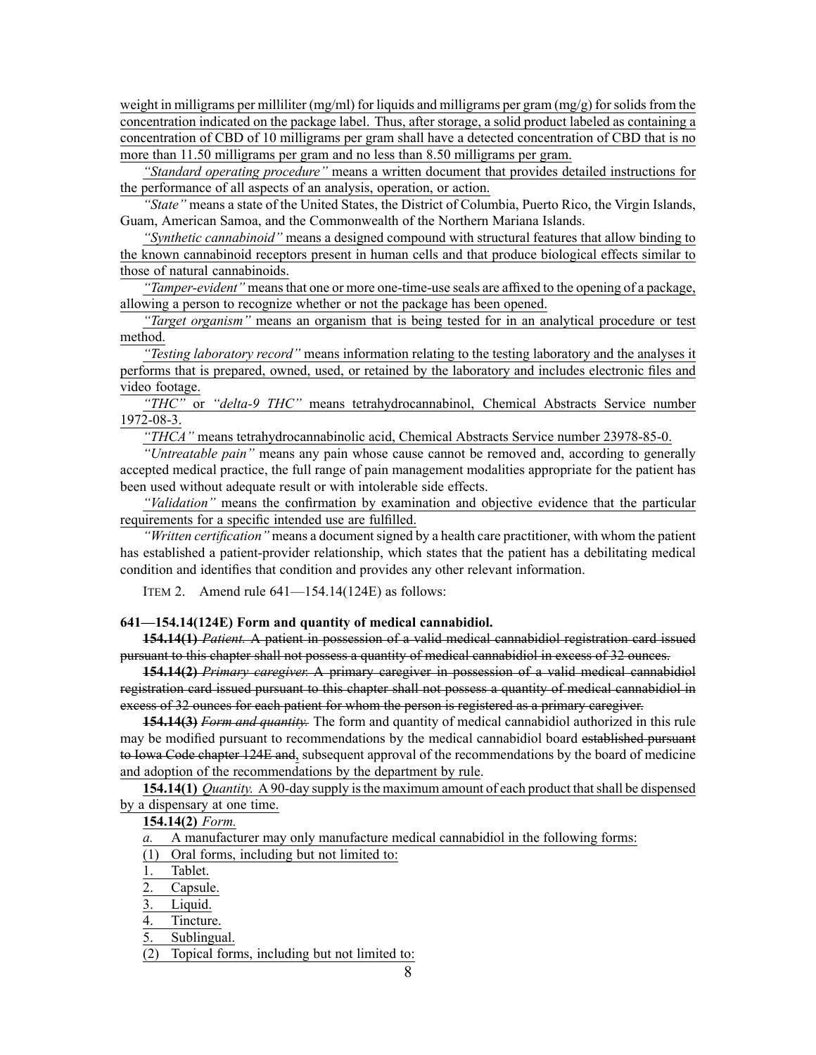weight in milligrams per milliliter (mg/ml) for liquids and milligrams per gram (mg/g) for solids from the concentration indicated on the package label. Thus, after storage, a solid product labeled as containing a concentration of CBD of 10 milligrams per gram shall have a detected concentration of CBD that is no more than 11.50 milligrams per gram and no less than 8.50 milligrams per gram.

*"Standard operating procedure"* means a written document that provides detailed instructions for the performance of all aspects of an analysis, operation, or action.

*"State"* means a state of the United States, the District of Columbia, Puerto Rico, the Virgin Islands, Guam, American Samoa, and the Commonwealth of the Northern Mariana Islands.

*"Synthetic cannabinoid"* means a designed compound with structural features that allow binding to the known cannabinoid receptors present in human cells and that produce biological effects similar to those of natural cannabinoids.

*"Tamper-evident"* means that one or more one-time-use seals are affixed to the opening of a package, allowing a person to recognize whether or not the package has been opened.

*"Target organism"* means an organism that is being tested for in an analytical procedure or test method.

*"Testing laboratory record"* means information relating to the testing laboratory and the analyses it performs that is prepared, owned, used, or retained by the laboratory and includes electronic files and video footage.

*"THC"* or *"delta-9 THC"* means tetrahydrocannabinol, Chemical Abstracts Service number 1972-08-3.

*"THCA"* means tetrahydrocannabinolic acid, Chemical Abstracts Service number 23978-85-0.

*"Untreatable pain"* means any pain whose cause cannot be removed and, according to generally accepted medical practice, the full range of pain management modalities appropriate for the patient has been used without adequate result or with intolerable side effects.

*"Validation"* means the confirmation by examination and objective evidence that the particular requirements for a specific intended use are fulfilled.

*"Written certification"* means a document signed by a health care practitioner, with whom the patient has established a patient-provider relationship, which states that the patient has a debilitating medical condition and identifies that condition and provides any other relevant information.

ITEM 2. Amend rule 641—154.14(124E) as follows:

**641—154.14(124E) Form and quantity of medical cannabidiol.**

~~**154.14(1)** *Patient.* A patient in possession of a valid medical cannabidiol registration card issued pursuant to this chapter shall not possess a quantity of medical cannabidiol in excess of 32 ounces.~~

~~**154.14(2)** *Primary caregiver.* A primary caregiver in possession of a valid medical cannabidiol registration card issued pursuant to this chapter shall not possess a quantity of medical cannabidiol in excess of 32 ounces for each patient for whom the person is registered as a primary caregiver.~~

~~**154.14(3)**~~ ~~*Form and quantity.*~~ The form and quantity of medical cannabidiol authorized in this rule may be modified pursuant to recommendations by the medical cannabidiol board ~~established pursuant to Iowa Code chapter 124E and~~, subsequent approval of the recommendations by the board of medicine and adoption of the recommendations by the department by rule.

**154.14(1)** *Quantity.* A 90-day supply is the maximum amount of each product that shall be dispensed by a dispensary at one time.

**154.14(2)** *Form.*

*a.* A manufacturer may only manufacture medical cannabidiol in the following forms:

(1) Oral forms, including but not limited to:

1. Tablet.
2. Capsule.
3. Liquid.
4. Tincture.
5. Sublingual.

(2) Topical forms, including but not limited to: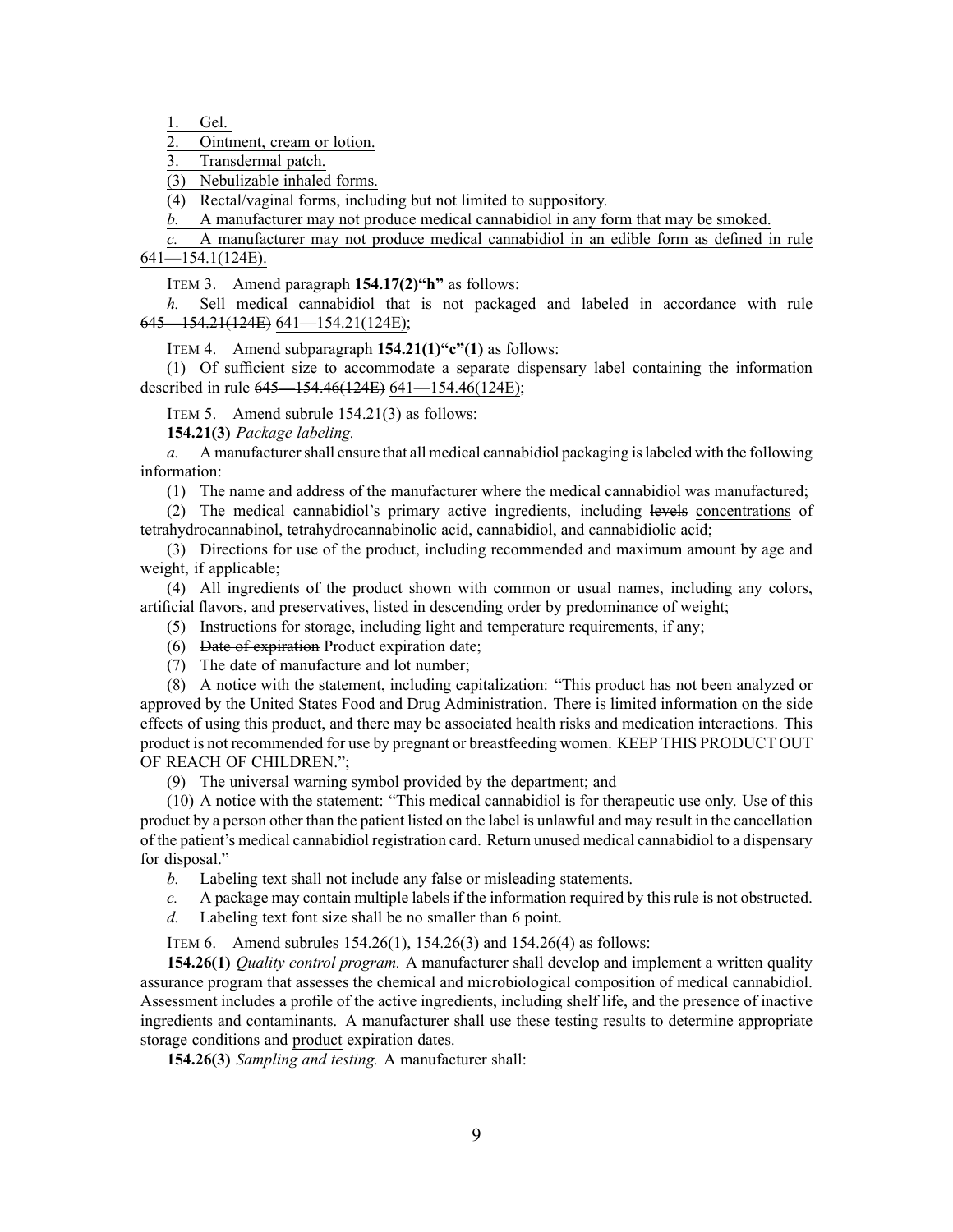1. Gel.

2. Ointment, cream or lotion.

3. Transdermal patch.

(3) Nebulizable inhaled forms.

(4) Rectal/vaginal forms, including but not limited to suppository.

*b.* A manufacturer may not produce medical cannabidiol in any form that may be smoked.

*c.* A manufacturer may not produce medical cannabidiol in an edible form as defined in rule 641—154.1(124E).

ITEM 3. Amend paragraph **154.17(2)"h"** as follows:

*h.* Sell medical cannabidiol that is not packaged and labeled in accordance with rule ~~645—154.21(124E)~~ 641—154.21(124E);

ITEM 4. Amend subparagraph **154.21(1)"c"(1)** as follows:

(1) Of sufficient size to accommodate a separate dispensary label containing the information described in rule ~~645—154.46(124E)~~ 641—154.46(124E);

ITEM 5. Amend subrule 154.21(3) as follows:

**154.21(3)** *Package labeling.*

*a.* A manufacturer shall ensure that all medical cannabidiol packaging is labeled with the following information:

(1) The name and address of the manufacturer where the medical cannabidiol was manufactured;

(2) The medical cannabidiol's primary active ingredients, including ~~levels~~ concentrations of tetrahydrocannabinol, tetrahydrocannabinolic acid, cannabidiol, and cannabidiolic acid;

(3) Directions for use of the product, including recommended and maximum amount by age and weight, if applicable;

(4) All ingredients of the product shown with common or usual names, including any colors, artificial flavors, and preservatives, listed in descending order by predominance of weight;

(5) Instructions for storage, including light and temperature requirements, if any;

(6) ~~Date of expiration~~ Product expiration date;

(7) The date of manufacture and lot number;

(8) A notice with the statement, including capitalization: "This product has not been analyzed or approved by the United States Food and Drug Administration. There is limited information on the side effects of using this product, and there may be associated health risks and medication interactions. This product is not recommended for use by pregnant or breastfeeding women. KEEP THIS PRODUCT OUT OF REACH OF CHILDREN.";

(9) The universal warning symbol provided by the department; and

(10) A notice with the statement: "This medical cannabidiol is for therapeutic use only. Use of this product by a person other than the patient listed on the label is unlawful and may result in the cancellation of the patient's medical cannabidiol registration card. Return unused medical cannabidiol to a dispensary for disposal."

*b.* Labeling text shall not include any false or misleading statements.

*c.* A package may contain multiple labels if the information required by this rule is not obstructed.

*d.* Labeling text font size shall be no smaller than 6 point.

ITEM 6. Amend subrules 154.26(1), 154.26(3) and 154.26(4) as follows:

**154.26(1)** *Quality control program.* A manufacturer shall develop and implement a written quality assurance program that assesses the chemical and microbiological composition of medical cannabidiol. Assessment includes a profile of the active ingredients, including shelf life, and the presence of inactive ingredients and contaminants. A manufacturer shall use these testing results to determine appropriate storage conditions and product expiration dates.

**154.26(3)** *Sampling and testing.* A manufacturer shall: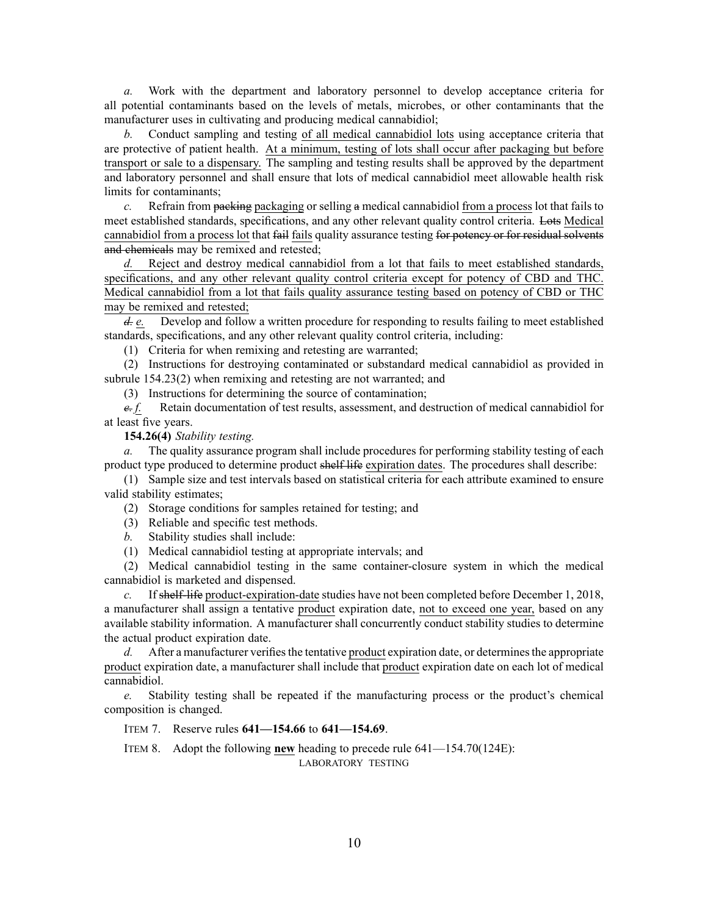*a.* Work with the department and laboratory personnel to develop acceptance criteria for all potential contaminants based on the levels of metals, microbes, or other contaminants that the manufacturer uses in cultivating and producing medical cannabidiol;

*b.* Conduct sampling and testing of all medical cannabidiol lots using acceptance criteria that are protective of patient health. At a minimum, testing of lots shall occur after packaging but before transport or sale to a dispensary. The sampling and testing results shall be approved by the department and laboratory personnel and shall ensure that lots of medical cannabidiol meet allowable health risk limits for contaminants;

*c.* Refrain from ~~packing~~ packaging or selling ~~a~~ medical cannabidiol from a process lot that fails to meet established standards, specifications, and any other relevant quality control criteria. ~~Lots~~ Medical cannabidiol from a process lot that ~~fail~~ fails quality assurance testing ~~for potency or for residual solvents and chemicals~~ may be remixed and retested;

*d.* Reject and destroy medical cannabidiol from a lot that fails to meet established standards, specifications, and any other relevant quality control criteria except for potency of CBD and THC. Medical cannabidiol from a lot that fails quality assurance testing based on potency of CBD or THC may be remixed and retested;

~~*d.*~~ *e.* Develop and follow a written procedure for responding to results failing to meet established standards, specifications, and any other relevant quality control criteria, including:

(1) Criteria for when remixing and retesting are warranted;

(2) Instructions for destroying contaminated or substandard medical cannabidiol as provided in subrule 154.23(2) when remixing and retesting are not warranted; and

(3) Instructions for determining the source of contamination;

~~*e.*~~ *f.* Retain documentation of test results, assessment, and destruction of medical cannabidiol for at least five years.

**154.26(4)** *Stability testing.*

*a.* The quality assurance program shall include procedures for performing stability testing of each product type produced to determine product ~~shelf life~~ expiration dates. The procedures shall describe:

(1) Sample size and test intervals based on statistical criteria for each attribute examined to ensure valid stability estimates;

(2) Storage conditions for samples retained for testing; and

(3) Reliable and specific test methods.

*b.* Stability studies shall include:

(1) Medical cannabidiol testing at appropriate intervals; and

(2) Medical cannabidiol testing in the same container-closure system in which the medical cannabidiol is marketed and dispensed.

*c.* If ~~shelf-life~~ product-expiration-date studies have not been completed before December 1, 2018, a manufacturer shall assign a tentative product expiration date, not to exceed one year, based on any available stability information. A manufacturer shall concurrently conduct stability studies to determine the actual product expiration date.

*d.* After a manufacturer verifies the tentative product expiration date, or determines the appropriate product expiration date, a manufacturer shall include that product expiration date on each lot of medical cannabidiol.

*e.* Stability testing shall be repeated if the manufacturing process or the product's chemical composition is changed.

ITEM 7. Reserve rules **641—154.66** to **641—154.69**.

ITEM 8. Adopt the following **new** heading to precede rule 641—154.70(124E):

LABORATORY TESTING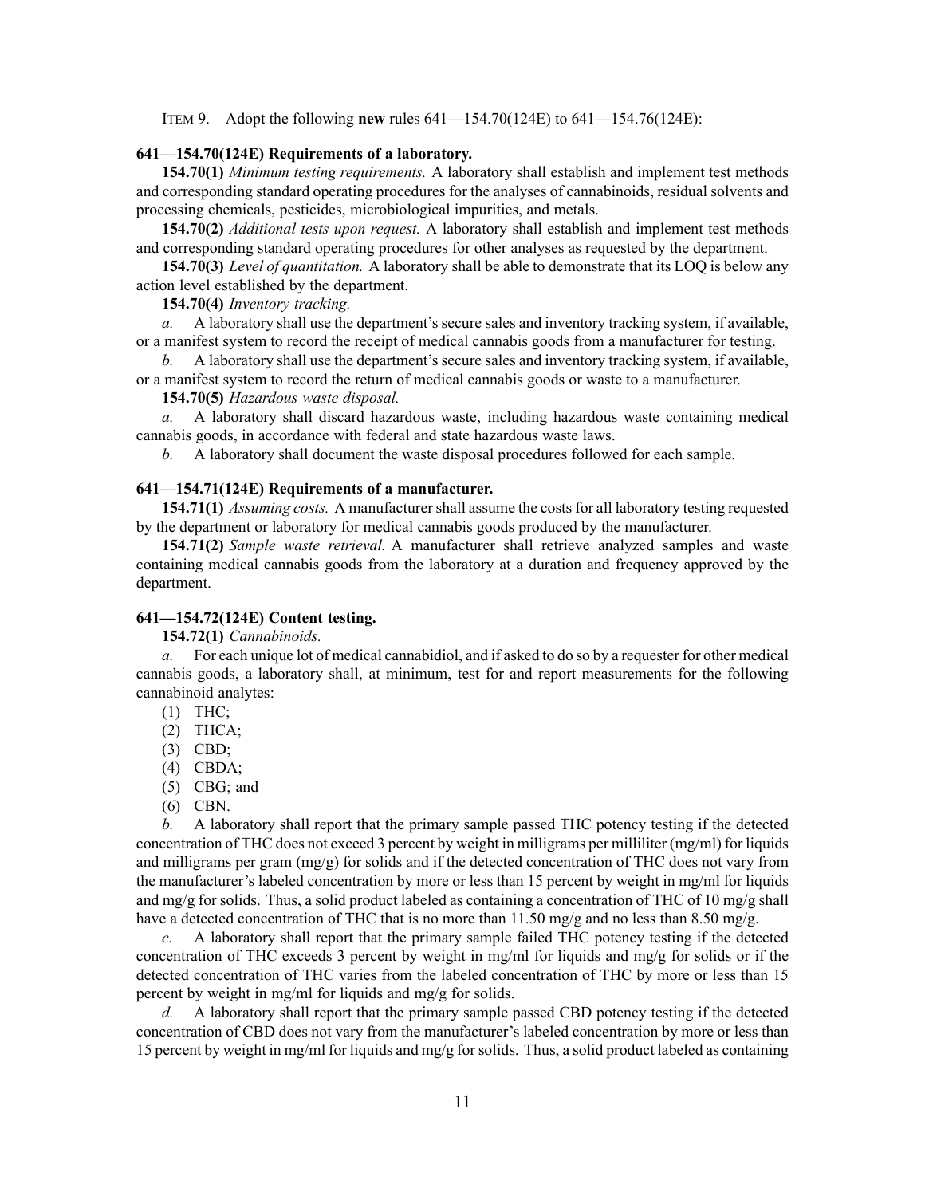ITEM 9. Adopt the following **new** rules 641—154.70(124E) to 641—154.76(124E):

**641—154.70(124E) Requirements of a laboratory.**

**154.70(1)** *Minimum testing requirements.* A laboratory shall establish and implement test methods and corresponding standard operating procedures for the analyses of cannabinoids, residual solvents and processing chemicals, pesticides, microbiological impurities, and metals.

**154.70(2)** *Additional tests upon request.* A laboratory shall establish and implement test methods and corresponding standard operating procedures for other analyses as requested by the department.

**154.70(3)** *Level of quantitation.* A laboratory shall be able to demonstrate that its LOQ is below any action level established by the department.

**154.70(4)** *Inventory tracking.*

*a.* A laboratory shall use the department's secure sales and inventory tracking system, if available, or a manifest system to record the receipt of medical cannabis goods from a manufacturer for testing.

*b.* A laboratory shall use the department's secure sales and inventory tracking system, if available, or a manifest system to record the return of medical cannabis goods or waste to a manufacturer.

**154.70(5)** *Hazardous waste disposal.*

*a.* A laboratory shall discard hazardous waste, including hazardous waste containing medical cannabis goods, in accordance with federal and state hazardous waste laws.

*b.* A laboratory shall document the waste disposal procedures followed for each sample.

**641—154.71(124E) Requirements of a manufacturer.**

**154.71(1)** *Assuming costs.* A manufacturer shall assume the costs for all laboratory testing requested by the department or laboratory for medical cannabis goods produced by the manufacturer.

**154.71(2)** *Sample waste retrieval.* A manufacturer shall retrieve analyzed samples and waste containing medical cannabis goods from the laboratory at a duration and frequency approved by the department.

**641—154.72(124E) Content testing.**

**154.72(1)** *Cannabinoids.*

*a.* For each unique lot of medical cannabidiol, and if asked to do so by a requester for other medical cannabis goods, a laboratory shall, at minimum, test for and report measurements for the following cannabinoid analytes:

(1) THC;
(2) THCA;
(3) CBD;
(4) CBDA;
(5) CBG; and
(6) CBN.

*b.* A laboratory shall report that the primary sample passed THC potency testing if the detected concentration of THC does not exceed 3 percent by weight in milligrams per milliliter (mg/ml) for liquids and milligrams per gram (mg/g) for solids and if the detected concentration of THC does not vary from the manufacturer's labeled concentration by more or less than 15 percent by weight in mg/ml for liquids and mg/g for solids. Thus, a solid product labeled as containing a concentration of THC of 10 mg/g shall have a detected concentration of THC that is no more than 11.50 mg/g and no less than 8.50 mg/g.

*c.* A laboratory shall report that the primary sample failed THC potency testing if the detected concentration of THC exceeds 3 percent by weight in mg/ml for liquids and mg/g for solids or if the detected concentration of THC varies from the labeled concentration of THC by more or less than 15 percent by weight in mg/ml for liquids and mg/g for solids.

*d.* A laboratory shall report that the primary sample passed CBD potency testing if the detected concentration of CBD does not vary from the manufacturer's labeled concentration by more or less than 15 percent by weight in mg/ml for liquids and mg/g for solids. Thus, a solid product labeled as containing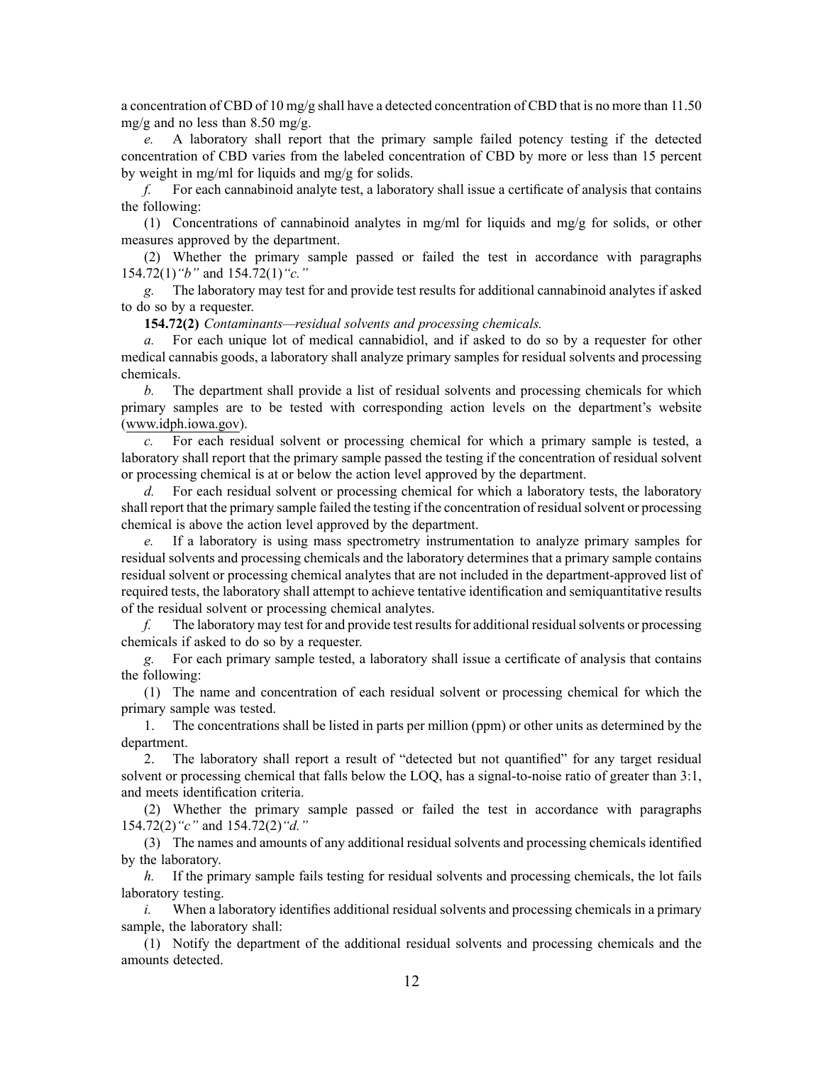a concentration of CBD of 10 mg/g shall have a detected concentration of CBD that is no more than 11.50 mg/g and no less than 8.50 mg/g.

*e.* A laboratory shall report that the primary sample failed potency testing if the detected concentration of CBD varies from the labeled concentration of CBD by more or less than 15 percent by weight in mg/ml for liquids and mg/g for solids.

*f.* For each cannabinoid analyte test, a laboratory shall issue a certificate of analysis that contains the following:

(1) Concentrations of cannabinoid analytes in mg/ml for liquids and mg/g for solids, or other measures approved by the department.

(2) Whether the primary sample passed or failed the test in accordance with paragraphs 154.72(1)*"b"* and 154.72(1)*"c."*

*g.* The laboratory may test for and provide test results for additional cannabinoid analytes if asked to do so by a requester.

**154.72(2)** *Contaminants—residual solvents and processing chemicals.*

*a.* For each unique lot of medical cannabidiol, and if asked to do so by a requester for other medical cannabis goods, a laboratory shall analyze primary samples for residual solvents and processing chemicals.

*b.* The department shall provide a list of residual solvents and processing chemicals for which primary samples are to be tested with corresponding action levels on the department's website (www.idph.iowa.gov).

*c.* For each residual solvent or processing chemical for which a primary sample is tested, a laboratory shall report that the primary sample passed the testing if the concentration of residual solvent or processing chemical is at or below the action level approved by the department.

*d.* For each residual solvent or processing chemical for which a laboratory tests, the laboratory shall report that the primary sample failed the testing if the concentration of residual solvent or processing chemical is above the action level approved by the department.

*e.* If a laboratory is using mass spectrometry instrumentation to analyze primary samples for residual solvents and processing chemicals and the laboratory determines that a primary sample contains residual solvent or processing chemical analytes that are not included in the department-approved list of required tests, the laboratory shall attempt to achieve tentative identification and semiquantitative results of the residual solvent or processing chemical analytes.

*f.* The laboratory may test for and provide test results for additional residual solvents or processing chemicals if asked to do so by a requester.

*g.* For each primary sample tested, a laboratory shall issue a certificate of analysis that contains the following:

(1) The name and concentration of each residual solvent or processing chemical for which the primary sample was tested.

1. The concentrations shall be listed in parts per million (ppm) or other units as determined by the department.

2. The laboratory shall report a result of "detected but not quantified" for any target residual solvent or processing chemical that falls below the LOQ, has a signal-to-noise ratio of greater than 3:1, and meets identification criteria.

(2) Whether the primary sample passed or failed the test in accordance with paragraphs 154.72(2)*"c"* and 154.72(2)*"d."*

(3) The names and amounts of any additional residual solvents and processing chemicals identified by the laboratory.

*h.* If the primary sample fails testing for residual solvents and processing chemicals, the lot fails laboratory testing.

*i.* When a laboratory identifies additional residual solvents and processing chemicals in a primary sample, the laboratory shall:

(1) Notify the department of the additional residual solvents and processing chemicals and the amounts detected.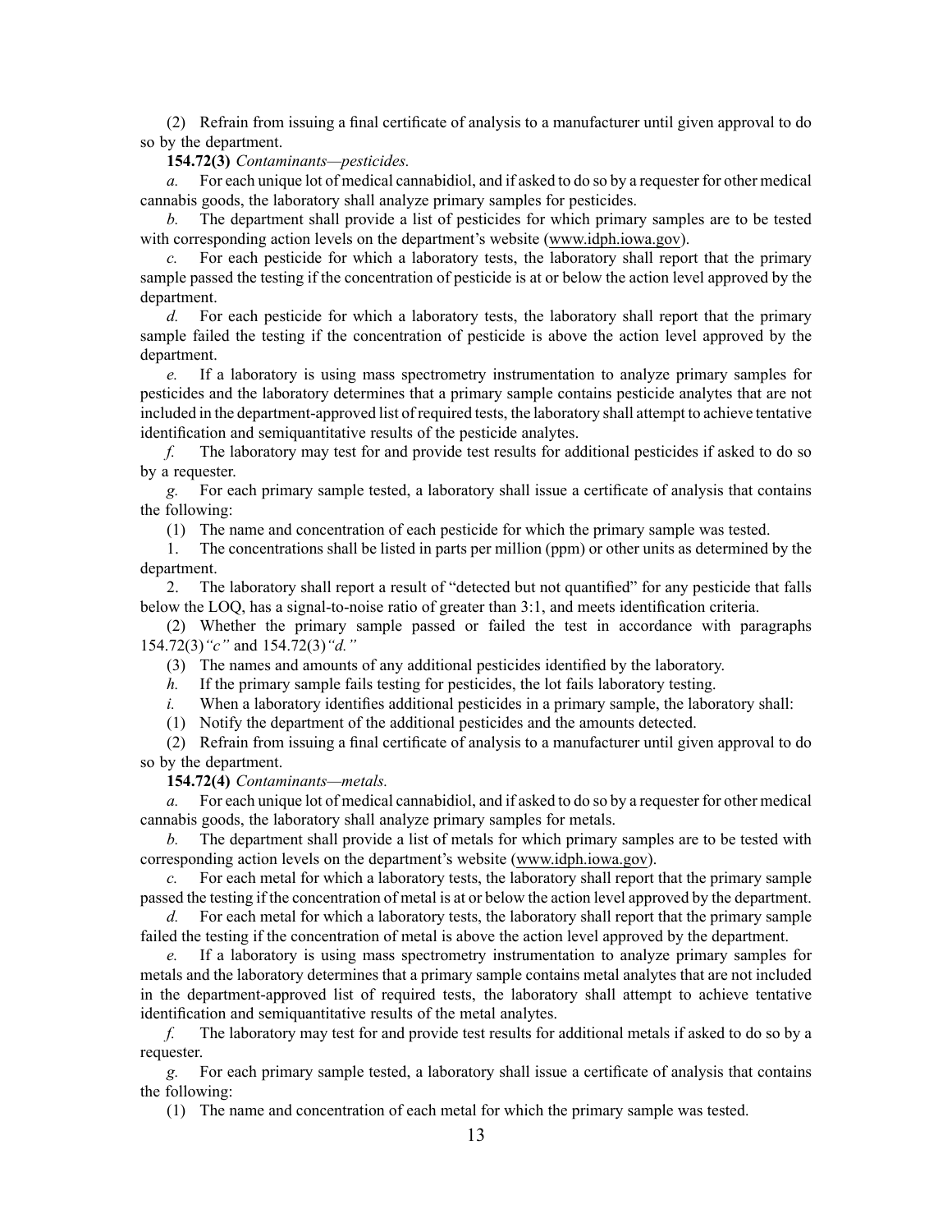(2) Refrain from issuing a final certificate of analysis to a manufacturer until given approval to do so by the department.

**154.72(3)** *Contaminants—pesticides.*

*a.* For each unique lot of medical cannabidiol, and if asked to do so by a requester for other medical cannabis goods, the laboratory shall analyze primary samples for pesticides.

*b.* The department shall provide a list of pesticides for which primary samples are to be tested with corresponding action levels on the department's website (www.idph.iowa.gov).

*c.* For each pesticide for which a laboratory tests, the laboratory shall report that the primary sample passed the testing if the concentration of pesticide is at or below the action level approved by the department.

*d.* For each pesticide for which a laboratory tests, the laboratory shall report that the primary sample failed the testing if the concentration of pesticide is above the action level approved by the department.

*e.* If a laboratory is using mass spectrometry instrumentation to analyze primary samples for pesticides and the laboratory determines that a primary sample contains pesticide analytes that are not included in the department-approved list of required tests, the laboratory shall attempt to achieve tentative identification and semiquantitative results of the pesticide analytes.

*f.* The laboratory may test for and provide test results for additional pesticides if asked to do so by a requester.

*g.* For each primary sample tested, a laboratory shall issue a certificate of analysis that contains the following:

(1) The name and concentration of each pesticide for which the primary sample was tested.

1. The concentrations shall be listed in parts per million (ppm) or other units as determined by the department.

2. The laboratory shall report a result of "detected but not quantified" for any pesticide that falls below the LOQ, has a signal-to-noise ratio of greater than 3:1, and meets identification criteria.

(2) Whether the primary sample passed or failed the test in accordance with paragraphs 154.72(3)*"c"* and 154.72(3)*"d."*

(3) The names and amounts of any additional pesticides identified by the laboratory.

*h.* If the primary sample fails testing for pesticides, the lot fails laboratory testing.

*i.* When a laboratory identifies additional pesticides in a primary sample, the laboratory shall:

(1) Notify the department of the additional pesticides and the amounts detected.

(2) Refrain from issuing a final certificate of analysis to a manufacturer until given approval to do so by the department.

**154.72(4)** *Contaminants—metals.*

*a.* For each unique lot of medical cannabidiol, and if asked to do so by a requester for other medical cannabis goods, the laboratory shall analyze primary samples for metals.

*b.* The department shall provide a list of metals for which primary samples are to be tested with corresponding action levels on the department's website (www.idph.iowa.gov).

*c.* For each metal for which a laboratory tests, the laboratory shall report that the primary sample passed the testing if the concentration of metal is at or below the action level approved by the department.

*d.* For each metal for which a laboratory tests, the laboratory shall report that the primary sample failed the testing if the concentration of metal is above the action level approved by the department.

*e.* If a laboratory is using mass spectrometry instrumentation to analyze primary samples for metals and the laboratory determines that a primary sample contains metal analytes that are not included in the department-approved list of required tests, the laboratory shall attempt to achieve tentative identification and semiquantitative results of the metal analytes.

*f.* The laboratory may test for and provide test results for additional metals if asked to do so by a requester.

*g.* For each primary sample tested, a laboratory shall issue a certificate of analysis that contains the following:

(1) The name and concentration of each metal for which the primary sample was tested.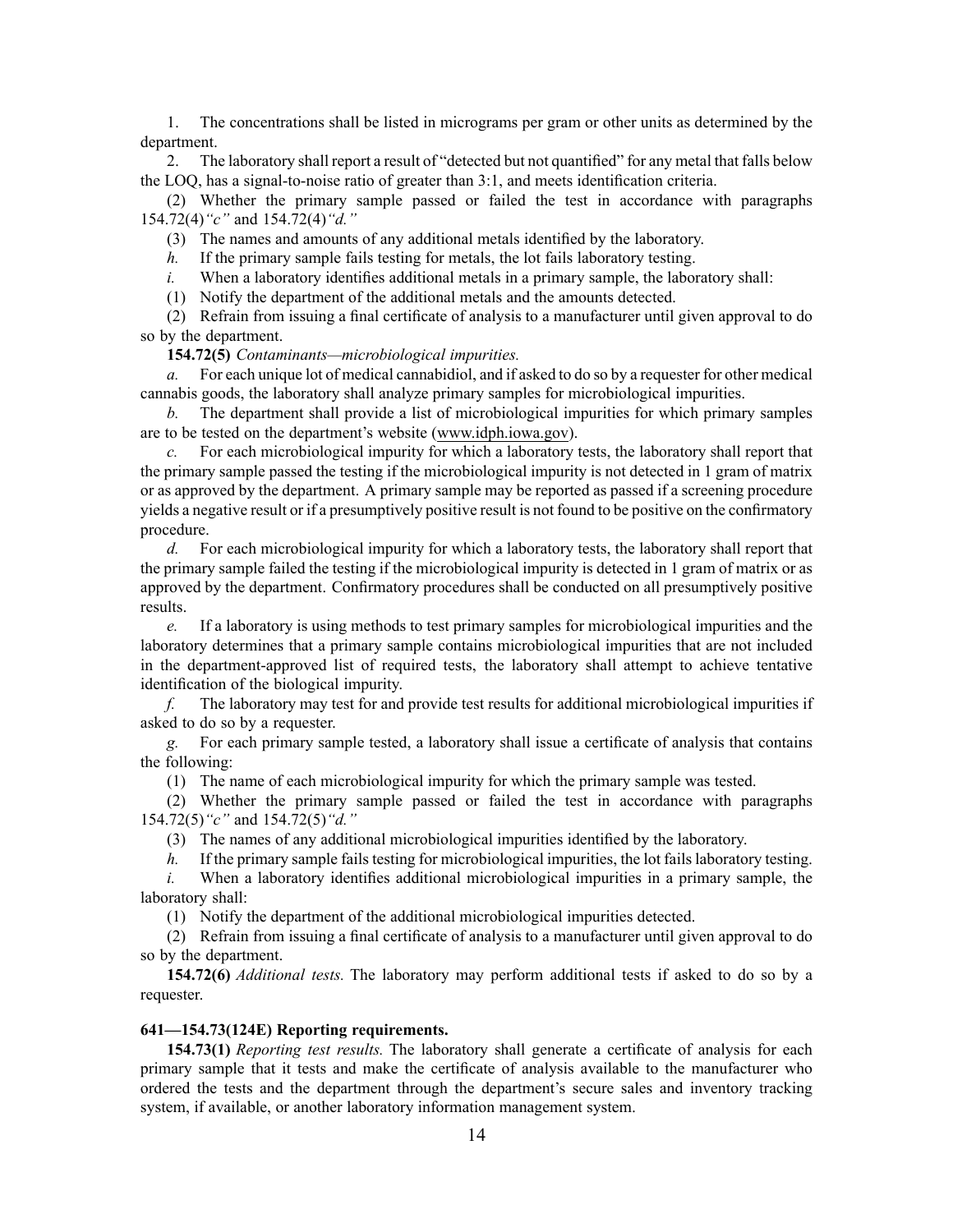1. The concentrations shall be listed in micrograms per gram or other units as determined by the department.

2. The laboratory shall report a result of "detected but not quantified" for any metal that falls below the LOQ, has a signal-to-noise ratio of greater than 3:1, and meets identification criteria.

(2) Whether the primary sample passed or failed the test in accordance with paragraphs 154.72(4)*"c"* and 154.72(4)*"d."*

(3) The names and amounts of any additional metals identified by the laboratory.

*h.* If the primary sample fails testing for metals, the lot fails laboratory testing.

*i.* When a laboratory identifies additional metals in a primary sample, the laboratory shall:

(1) Notify the department of the additional metals and the amounts detected.

(2) Refrain from issuing a final certificate of analysis to a manufacturer until given approval to do so by the department.

**154.72(5)** *Contaminants—microbiological impurities.*

*a.* For each unique lot of medical cannabidiol, and if asked to do so by a requester for other medical cannabis goods, the laboratory shall analyze primary samples for microbiological impurities.

*b.* The department shall provide a list of microbiological impurities for which primary samples are to be tested on the department's website (www.idph.iowa.gov).

*c.* For each microbiological impurity for which a laboratory tests, the laboratory shall report that the primary sample passed the testing if the microbiological impurity is not detected in 1 gram of matrix or as approved by the department. A primary sample may be reported as passed if a screening procedure yields a negative result or if a presumptively positive result is not found to be positive on the confirmatory procedure.

*d.* For each microbiological impurity for which a laboratory tests, the laboratory shall report that the primary sample failed the testing if the microbiological impurity is detected in 1 gram of matrix or as approved by the department. Confirmatory procedures shall be conducted on all presumptively positive results.

*e.* If a laboratory is using methods to test primary samples for microbiological impurities and the laboratory determines that a primary sample contains microbiological impurities that are not included in the department-approved list of required tests, the laboratory shall attempt to achieve tentative identification of the biological impurity.

*f.* The laboratory may test for and provide test results for additional microbiological impurities if asked to do so by a requester.

*g.* For each primary sample tested, a laboratory shall issue a certificate of analysis that contains the following:

(1) The name of each microbiological impurity for which the primary sample was tested.

(2) Whether the primary sample passed or failed the test in accordance with paragraphs 154.72(5)*"c"* and 154.72(5)*"d."*

(3) The names of any additional microbiological impurities identified by the laboratory.

*h.* If the primary sample fails testing for microbiological impurities, the lot fails laboratory testing.

*i.* When a laboratory identifies additional microbiological impurities in a primary sample, the laboratory shall:

(1) Notify the department of the additional microbiological impurities detected.

(2) Refrain from issuing a final certificate of analysis to a manufacturer until given approval to do so by the department.

**154.72(6)** *Additional tests.* The laboratory may perform additional tests if asked to do so by a requester.

**641—154.73(124E) Reporting requirements.**

**154.73(1)** *Reporting test results.* The laboratory shall generate a certificate of analysis for each primary sample that it tests and make the certificate of analysis available to the manufacturer who ordered the tests and the department through the department's secure sales and inventory tracking system, if available, or another laboratory information management system.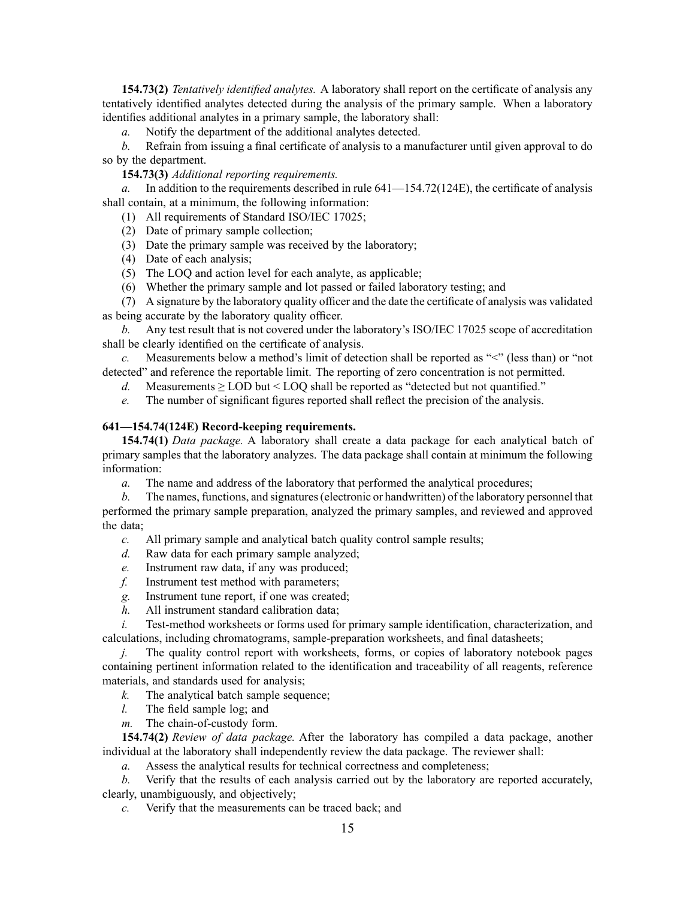**154.73(2)** *Tentatively identified analytes.* A laboratory shall report on the certificate of analysis any tentatively identified analytes detected during the analysis of the primary sample. When a laboratory identifies additional analytes in a primary sample, the laboratory shall:

*a.* Notify the department of the additional analytes detected.

*b.* Refrain from issuing a final certificate of analysis to a manufacturer until given approval to do so by the department.

**154.73(3)** *Additional reporting requirements.*

*a.* In addition to the requirements described in rule 641—154.72(124E), the certificate of analysis shall contain, at a minimum, the following information:

(1) All requirements of Standard ISO/IEC 17025;

(2) Date of primary sample collection;

(3) Date the primary sample was received by the laboratory;

(4) Date of each analysis;

(5) The LOQ and action level for each analyte, as applicable;

(6) Whether the primary sample and lot passed or failed laboratory testing; and

(7) A signature by the laboratory quality officer and the date the certificate of analysis was validated as being accurate by the laboratory quality officer.

*b.* Any test result that is not covered under the laboratory's ISO/IEC 17025 scope of accreditation shall be clearly identified on the certificate of analysis.

*c.* Measurements below a method's limit of detection shall be reported as "<" (less than) or "not detected" and reference the reportable limit. The reporting of zero concentration is not permitted.

*d.* Measurements ≥ LOD but < LOQ shall be reported as "detected but not quantified."

*e.* The number of significant figures reported shall reflect the precision of the analysis.

**641—154.74(124E) Record-keeping requirements.**

**154.74(1)** *Data package.* A laboratory shall create a data package for each analytical batch of primary samples that the laboratory analyzes. The data package shall contain at minimum the following information:

*a.* The name and address of the laboratory that performed the analytical procedures;

*b.* The names, functions, and signatures (electronic or handwritten) of the laboratory personnel that performed the primary sample preparation, analyzed the primary samples, and reviewed and approved the data;

*c.* All primary sample and analytical batch quality control sample results;

*d.* Raw data for each primary sample analyzed;

*e.* Instrument raw data, if any was produced;

*f.* Instrument test method with parameters;

*g.* Instrument tune report, if one was created;

*h.* All instrument standard calibration data;

*i.* Test-method worksheets or forms used for primary sample identification, characterization, and calculations, including chromatograms, sample-preparation worksheets, and final datasheets;

*j.* The quality control report with worksheets, forms, or copies of laboratory notebook pages containing pertinent information related to the identification and traceability of all reagents, reference materials, and standards used for analysis;

*k.* The analytical batch sample sequence;

*l.* The field sample log; and

*m.* The chain-of-custody form.

**154.74(2)** *Review of data package.* After the laboratory has compiled a data package, another individual at the laboratory shall independently review the data package. The reviewer shall:

*a.* Assess the analytical results for technical correctness and completeness;

*b.* Verify that the results of each analysis carried out by the laboratory are reported accurately, clearly, unambiguously, and objectively;

*c.* Verify that the measurements can be traced back; and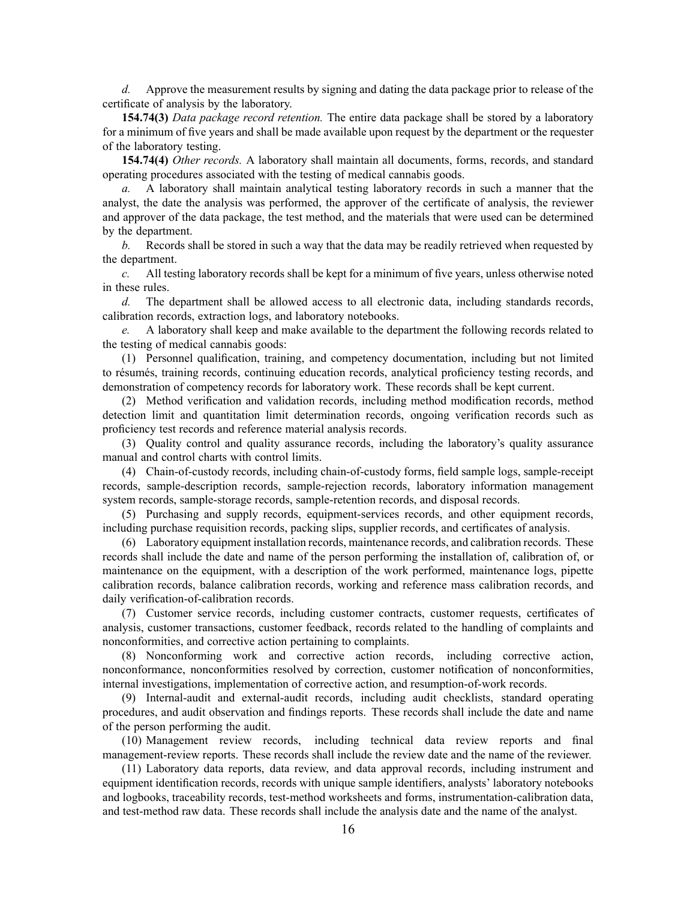*d.* Approve the measurement results by signing and dating the data package prior to release of the certificate of analysis by the laboratory.

**154.74(3)** *Data package record retention.* The entire data package shall be stored by a laboratory for a minimum of five years and shall be made available upon request by the department or the requester of the laboratory testing.

**154.74(4)** *Other records.* A laboratory shall maintain all documents, forms, records, and standard operating procedures associated with the testing of medical cannabis goods.

*a.* A laboratory shall maintain analytical testing laboratory records in such a manner that the analyst, the date the analysis was performed, the approver of the certificate of analysis, the reviewer and approver of the data package, the test method, and the materials that were used can be determined by the department.

*b.* Records shall be stored in such a way that the data may be readily retrieved when requested by the department.

*c.* All testing laboratory records shall be kept for a minimum of five years, unless otherwise noted in these rules.

*d.* The department shall be allowed access to all electronic data, including standards records, calibration records, extraction logs, and laboratory notebooks.

*e.* A laboratory shall keep and make available to the department the following records related to the testing of medical cannabis goods:

(1) Personnel qualification, training, and competency documentation, including but not limited to résumés, training records, continuing education records, analytical proficiency testing records, and demonstration of competency records for laboratory work. These records shall be kept current.

(2) Method verification and validation records, including method modification records, method detection limit and quantitation limit determination records, ongoing verification records such as proficiency test records and reference material analysis records.

(3) Quality control and quality assurance records, including the laboratory's quality assurance manual and control charts with control limits.

(4) Chain-of-custody records, including chain-of-custody forms, field sample logs, sample-receipt records, sample-description records, sample-rejection records, laboratory information management system records, sample-storage records, sample-retention records, and disposal records.

(5) Purchasing and supply records, equipment-services records, and other equipment records, including purchase requisition records, packing slips, supplier records, and certificates of analysis.

(6) Laboratory equipment installation records, maintenance records, and calibration records. These records shall include the date and name of the person performing the installation of, calibration of, or maintenance on the equipment, with a description of the work performed, maintenance logs, pipette calibration records, balance calibration records, working and reference mass calibration records, and daily verification-of-calibration records.

(7) Customer service records, including customer contracts, customer requests, certificates of analysis, customer transactions, customer feedback, records related to the handling of complaints and nonconformities, and corrective action pertaining to complaints.

(8) Nonconforming work and corrective action records, including corrective action, nonconformance, nonconformities resolved by correction, customer notification of nonconformities, internal investigations, implementation of corrective action, and resumption-of-work records.

(9) Internal-audit and external-audit records, including audit checklists, standard operating procedures, and audit observation and findings reports. These records shall include the date and name of the person performing the audit.

(10) Management review records, including technical data review reports and final management-review reports. These records shall include the review date and the name of the reviewer.

(11) Laboratory data reports, data review, and data approval records, including instrument and equipment identification records, records with unique sample identifiers, analysts' laboratory notebooks and logbooks, traceability records, test-method worksheets and forms, instrumentation-calibration data, and test-method raw data. These records shall include the analysis date and the name of the analyst.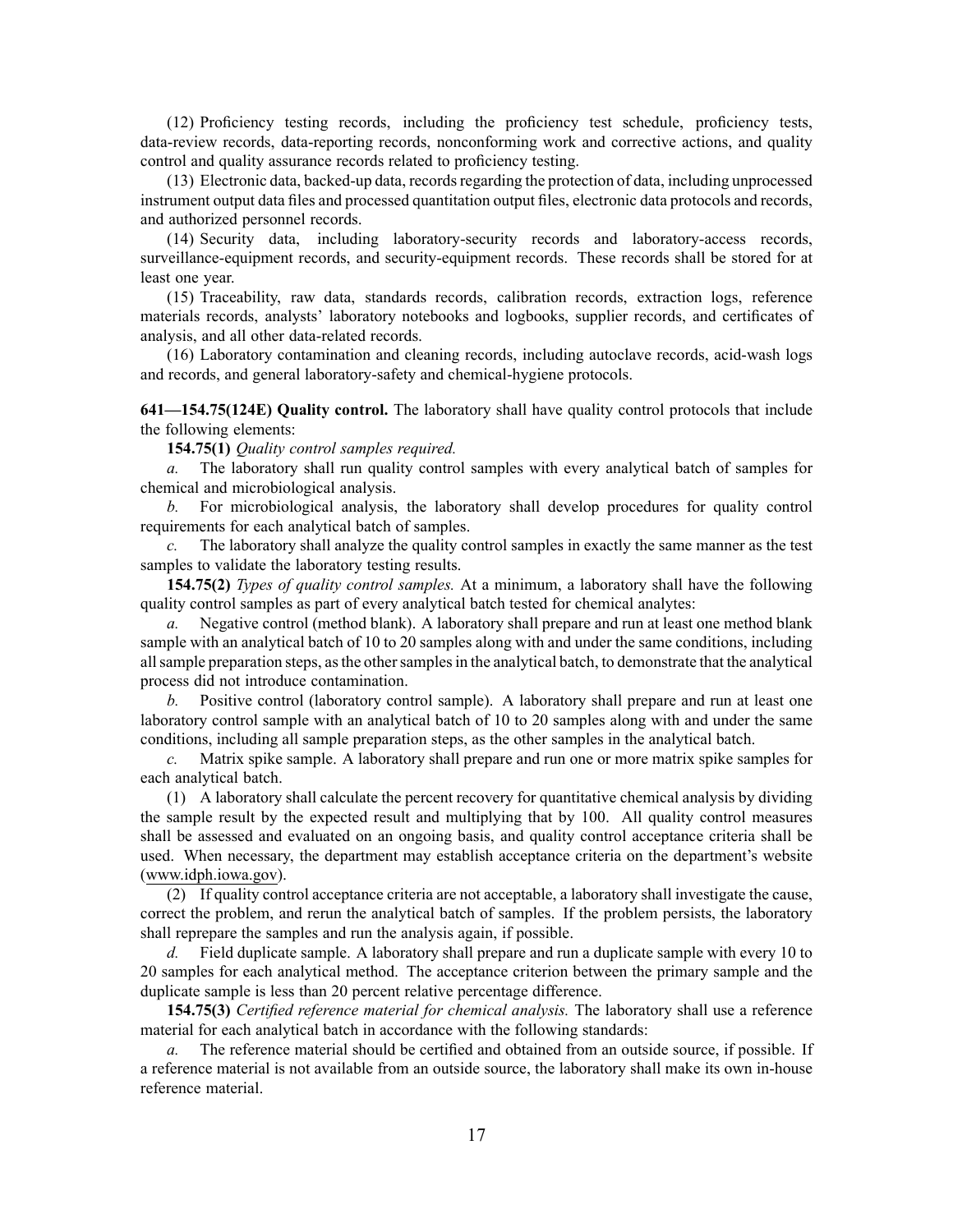(12) Proficiency testing records, including the proficiency test schedule, proficiency tests, data-review records, data-reporting records, nonconforming work and corrective actions, and quality control and quality assurance records related to proficiency testing.

(13) Electronic data, backed-up data, records regarding the protection of data, including unprocessed instrument output data files and processed quantitation output files, electronic data protocols and records, and authorized personnel records.

(14) Security data, including laboratory-security records and laboratory-access records, surveillance-equipment records, and security-equipment records. These records shall be stored for at least one year.

(15) Traceability, raw data, standards records, calibration records, extraction logs, reference materials records, analysts' laboratory notebooks and logbooks, supplier records, and certificates of analysis, and all other data-related records.

(16) Laboratory contamination and cleaning records, including autoclave records, acid-wash logs and records, and general laboratory-safety and chemical-hygiene protocols.

**641—154.75(124E) Quality control.** The laboratory shall have quality control protocols that include the following elements:

**154.75(1)** *Quality control samples required.*

*a.* The laboratory shall run quality control samples with every analytical batch of samples for chemical and microbiological analysis.

*b.* For microbiological analysis, the laboratory shall develop procedures for quality control requirements for each analytical batch of samples.

*c.* The laboratory shall analyze the quality control samples in exactly the same manner as the test samples to validate the laboratory testing results.

**154.75(2)** *Types of quality control samples.* At a minimum, a laboratory shall have the following quality control samples as part of every analytical batch tested for chemical analytes:

*a.* Negative control (method blank). A laboratory shall prepare and run at least one method blank sample with an analytical batch of 10 to 20 samples along with and under the same conditions, including all sample preparation steps, as the other samples in the analytical batch, to demonstrate that the analytical process did not introduce contamination.

*b.* Positive control (laboratory control sample). A laboratory shall prepare and run at least one laboratory control sample with an analytical batch of 10 to 20 samples along with and under the same conditions, including all sample preparation steps, as the other samples in the analytical batch.

*c.* Matrix spike sample. A laboratory shall prepare and run one or more matrix spike samples for each analytical batch.

(1) A laboratory shall calculate the percent recovery for quantitative chemical analysis by dividing the sample result by the expected result and multiplying that by 100. All quality control measures shall be assessed and evaluated on an ongoing basis, and quality control acceptance criteria shall be used. When necessary, the department may establish acceptance criteria on the department's website (www.idph.iowa.gov).

(2) If quality control acceptance criteria are not acceptable, a laboratory shall investigate the cause, correct the problem, and rerun the analytical batch of samples. If the problem persists, the laboratory shall reprepare the samples and run the analysis again, if possible.

*d.* Field duplicate sample. A laboratory shall prepare and run a duplicate sample with every 10 to 20 samples for each analytical method. The acceptance criterion between the primary sample and the duplicate sample is less than 20 percent relative percentage difference.

**154.75(3)** *Certified reference material for chemical analysis.* The laboratory shall use a reference material for each analytical batch in accordance with the following standards:

*a.* The reference material should be certified and obtained from an outside source, if possible. If a reference material is not available from an outside source, the laboratory shall make its own in-house reference material.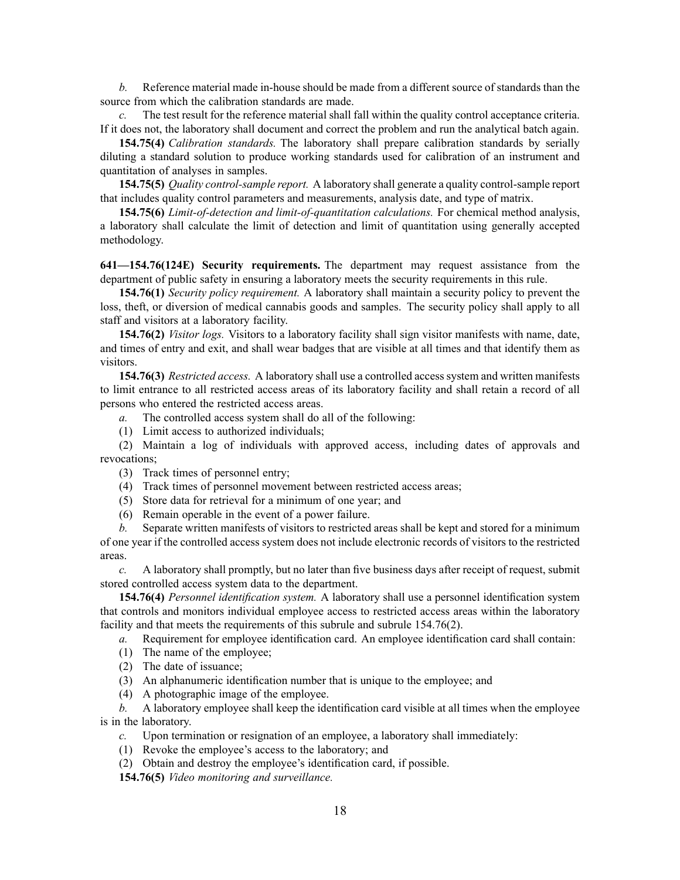*b.* Reference material made in-house should be made from a different source of standards than the source from which the calibration standards are made.

*c.* The test result for the reference material shall fall within the quality control acceptance criteria. If it does not, the laboratory shall document and correct the problem and run the analytical batch again.

**154.75(4)** *Calibration standards.* The laboratory shall prepare calibration standards by serially diluting a standard solution to produce working standards used for calibration of an instrument and quantitation of analyses in samples.

**154.75(5)** *Quality control-sample report.* A laboratory shall generate a quality control-sample report that includes quality control parameters and measurements, analysis date, and type of matrix.

**154.75(6)** *Limit-of-detection and limit-of-quantitation calculations.* For chemical method analysis, a laboratory shall calculate the limit of detection and limit of quantitation using generally accepted methodology.

**641—154.76(124E) Security requirements.** The department may request assistance from the department of public safety in ensuring a laboratory meets the security requirements in this rule.

**154.76(1)** *Security policy requirement.* A laboratory shall maintain a security policy to prevent the loss, theft, or diversion of medical cannabis goods and samples. The security policy shall apply to all staff and visitors at a laboratory facility.

**154.76(2)** *Visitor logs.* Visitors to a laboratory facility shall sign visitor manifests with name, date, and times of entry and exit, and shall wear badges that are visible at all times and that identify them as visitors.

**154.76(3)** *Restricted access.* A laboratory shall use a controlled access system and written manifests to limit entrance to all restricted access areas of its laboratory facility and shall retain a record of all persons who entered the restricted access areas.

*a.* The controlled access system shall do all of the following:

(1) Limit access to authorized individuals;

(2) Maintain a log of individuals with approved access, including dates of approvals and revocations;

(3) Track times of personnel entry;

(4) Track times of personnel movement between restricted access areas;

(5) Store data for retrieval for a minimum of one year; and

(6) Remain operable in the event of a power failure.

*b.* Separate written manifests of visitors to restricted areas shall be kept and stored for a minimum of one year if the controlled access system does not include electronic records of visitors to the restricted areas.

*c.* A laboratory shall promptly, but no later than five business days after receipt of request, submit stored controlled access system data to the department.

**154.76(4)** *Personnel identification system.* A laboratory shall use a personnel identification system that controls and monitors individual employee access to restricted access areas within the laboratory facility and that meets the requirements of this subrule and subrule 154.76(2).

*a.* Requirement for employee identification card. An employee identification card shall contain:

(1) The name of the employee;

(2) The date of issuance;

(3) An alphanumeric identification number that is unique to the employee; and

(4) A photographic image of the employee.

*b.* A laboratory employee shall keep the identification card visible at all times when the employee is in the laboratory.

*c.* Upon termination or resignation of an employee, a laboratory shall immediately:

(1) Revoke the employee's access to the laboratory; and

(2) Obtain and destroy the employee's identification card, if possible.

**154.76(5)** *Video monitoring and surveillance.*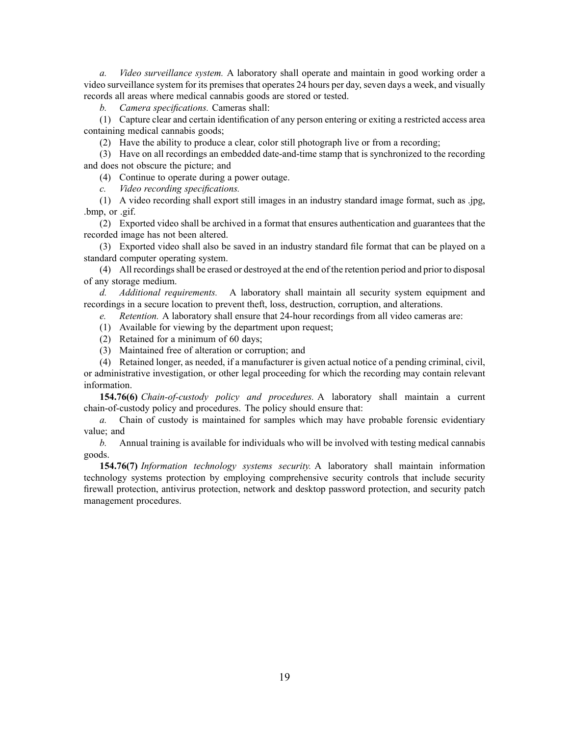*a. Video surveillance system.* A laboratory shall operate and maintain in good working order a video surveillance system for its premises that operates 24 hours per day, seven days a week, and visually records all areas where medical cannabis goods are stored or tested.

*b. Camera specifications.* Cameras shall:

(1) Capture clear and certain identification of any person entering or exiting a restricted access area containing medical cannabis goods;

(2) Have the ability to produce a clear, color still photograph live or from a recording;

(3) Have on all recordings an embedded date-and-time stamp that is synchronized to the recording and does not obscure the picture; and

(4) Continue to operate during a power outage.

*c. Video recording specifications.*

(1) A video recording shall export still images in an industry standard image format, such as .jpg, .bmp, or .gif.

(2) Exported video shall be archived in a format that ensures authentication and guarantees that the recorded image has not been altered.

(3) Exported video shall also be saved in an industry standard file format that can be played on a standard computer operating system.

(4) All recordings shall be erased or destroyed at the end of the retention period and prior to disposal of any storage medium.

*d. Additional requirements.* A laboratory shall maintain all security system equipment and recordings in a secure location to prevent theft, loss, destruction, corruption, and alterations.

*e. Retention.* A laboratory shall ensure that 24-hour recordings from all video cameras are:

(1) Available for viewing by the department upon request;

(2) Retained for a minimum of 60 days;

(3) Maintained free of alteration or corruption; and

(4) Retained longer, as needed, if a manufacturer is given actual notice of a pending criminal, civil, or administrative investigation, or other legal proceeding for which the recording may contain relevant information.

**154.76(6)** *Chain-of-custody policy and procedures.* A laboratory shall maintain a current chain-of-custody policy and procedures. The policy should ensure that:

*a.* Chain of custody is maintained for samples which may have probable forensic evidentiary value; and

*b.* Annual training is available for individuals who will be involved with testing medical cannabis goods.

**154.76(7)** *Information technology systems security.* A laboratory shall maintain information technology systems protection by employing comprehensive security controls that include security firewall protection, antivirus protection, network and desktop password protection, and security patch management procedures.